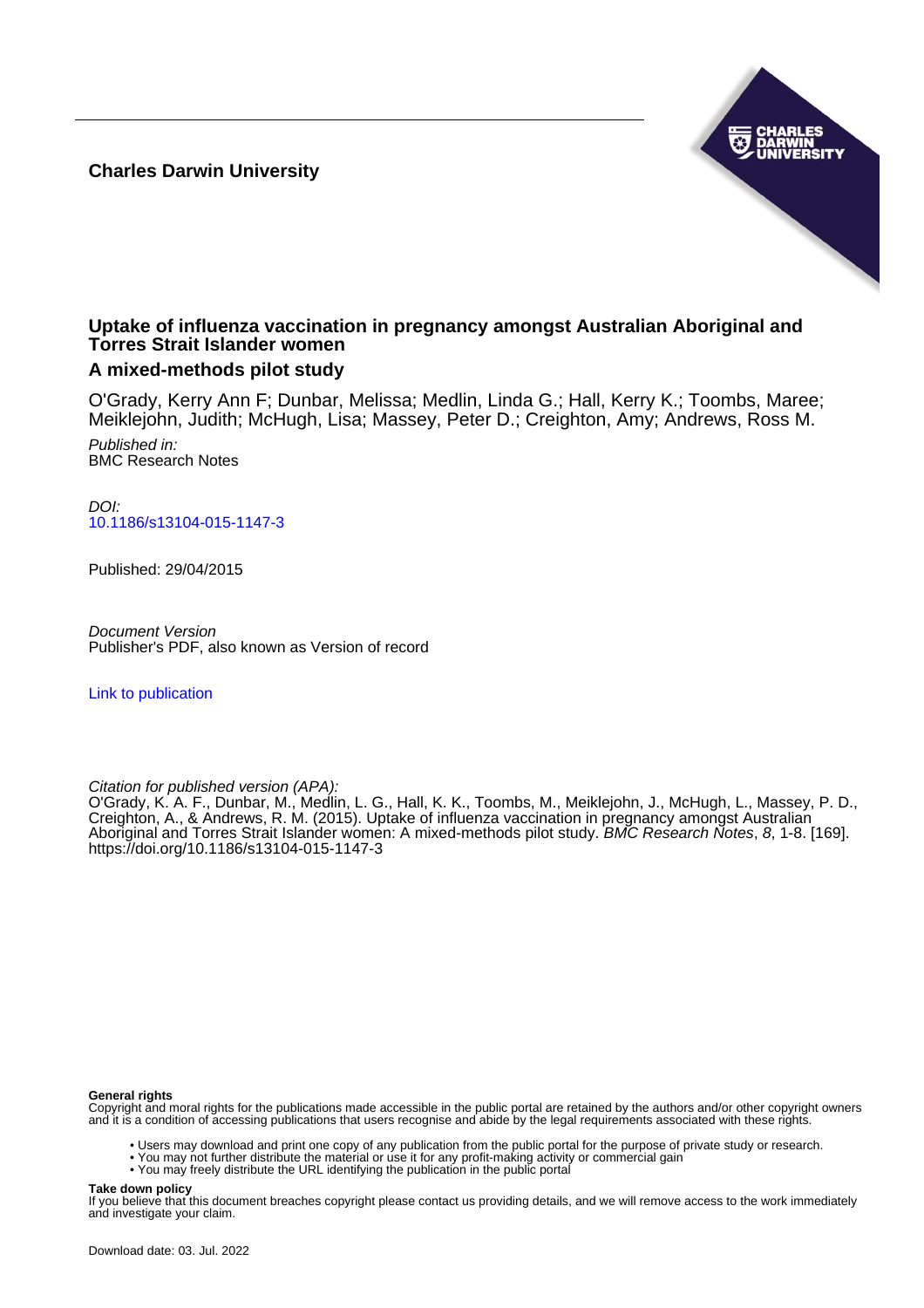**Charles Darwin University**

# Uptake of influenza vaccination in pregnancy amongst Australian Aboriginal and Torres Strait Islander women

## A mixed-methods pilot study

O'Grady, Kerry Ann F; Dunbar, Melissa; Medlin, Linda G.; Hall, Kerry K.; Toombs, Maree; Meiklejohn, Judith; McHugh, Lisa; Massey, Peter D.; Creighton, Amy; Andrews, Ross M.

*Published in:*
BMC Research Notes

*DOI:*
10.1186/s13104-015-1147-3

Published: 29/04/2015

*Document Version*
Publisher's PDF, also known as Version of record

Link to publication

*Citation for published version (APA):*
O'Grady, K. A. F., Dunbar, M., Medlin, L. G., Hall, K. K., Toombs, M., Meiklejohn, J., McHugh, L., Massey, P. D., Creighton, A., & Andrews, R. M. (2015). Uptake of influenza vaccination in pregnancy amongst Australian Aboriginal and Torres Strait Islander women: A mixed-methods pilot study. *BMC Research Notes*, *8*, 1-8. [169]. https://doi.org/10.1186/s13104-015-1147-3

**General rights**
Copyright and moral rights for the publications made accessible in the public portal are retained by the authors and/or other copyright owners and it is a condition of accessing publications that users recognise and abide by the legal requirements associated with these rights.

- Users may download and print one copy of any publication from the public portal for the purpose of private study or research.
- You may not further distribute the material or use it for any profit-making activity or commercial gain
- You may freely distribute the URL identifying the publication in the public portal

**Take down policy**
If you believe that this document breaches copyright please contact us providing details, and we will remove access to the work immediately and investigate your claim.

Download date: 03. Jul. 2022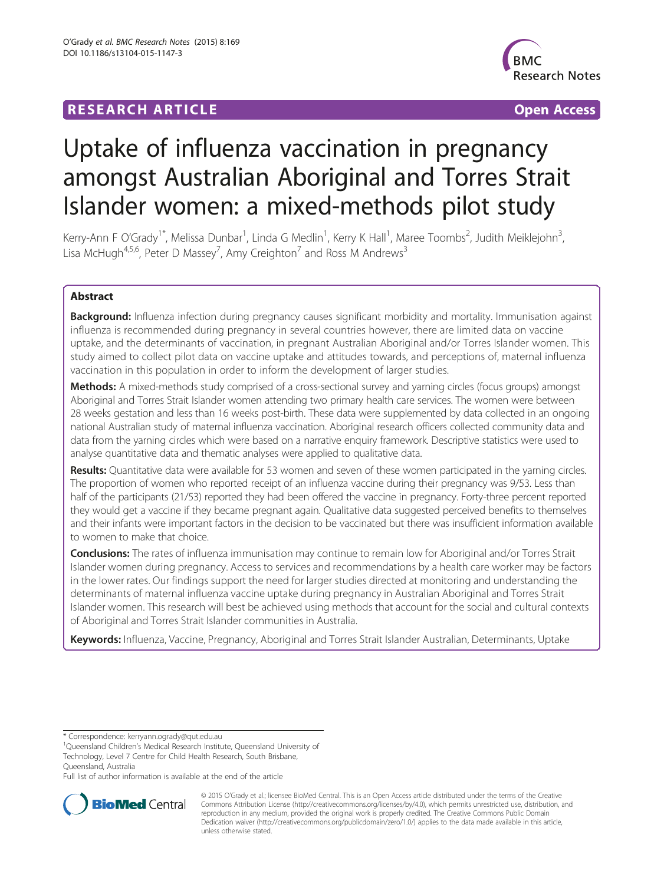# Uptake of influenza vaccination in pregnancy amongst Australian Aboriginal and Torres Strait Islander women: a mixed-methods pilot study

Kerry-Ann F O'Grady[1*], Melissa Dunbar[1], Linda G Medlin[1], Kerry K Hall[1], Maree Toombs[2], Judith Meiklejohn[3], Lisa McHugh[4,5,6], Peter D Massey[7], Amy Creighton[7] and Ross M Andrews[3]

## Abstract

**Background:** Influenza infection during pregnancy causes significant morbidity and mortality. Immunisation against influenza is recommended during pregnancy in several countries however, there are limited data on vaccine uptake, and the determinants of vaccination, in pregnant Australian Aboriginal and/or Torres Islander women. This study aimed to collect pilot data on vaccine uptake and attitudes towards, and perceptions of, maternal influenza vaccination in this population in order to inform the development of larger studies.

**Methods:** A mixed-methods study comprised of a cross-sectional survey and yarning circles (focus groups) amongst Aboriginal and Torres Strait Islander women attending two primary health care services. The women were between 28 weeks gestation and less than 16 weeks post-birth. These data were supplemented by data collected in an ongoing national Australian study of maternal influenza vaccination. Aboriginal research officers collected community data and data from the yarning circles which were based on a narrative enquiry framework. Descriptive statistics were used to analyse quantitative data and thematic analyses were applied to qualitative data.

**Results:** Quantitative data were available for 53 women and seven of these women participated in the yarning circles. The proportion of women who reported receipt of an influenza vaccine during their pregnancy was 9/53. Less than half of the participants (21/53) reported they had been offered the vaccine in pregnancy. Forty-three percent reported they would get a vaccine if they became pregnant again. Qualitative data suggested perceived benefits to themselves and their infants were important factors in the decision to be vaccinated but there was insufficient information available to women to make that choice.

**Conclusions:** The rates of influenza immunisation may continue to remain low for Aboriginal and/or Torres Strait Islander women during pregnancy. Access to services and recommendations by a health care worker may be factors in the lower rates. Our findings support the need for larger studies directed at monitoring and understanding the determinants of maternal influenza vaccine uptake during pregnancy in Australian Aboriginal and Torres Strait Islander women. This research will best be achieved using methods that account for the social and cultural contexts of Aboriginal and Torres Strait Islander communities in Australia.

**Keywords:** Influenza, Vaccine, Pregnancy, Aboriginal and Torres Strait Islander Australian, Determinants, Uptake

\* Correspondence: kerryann.ogrady@qut.edu.au

[1]Queensland Children's Medical Research Institute, Queensland University of Technology, Level 7 Centre for Child Health Research, South Brisbane, Queensland, Australia

Full list of author information is available at the end of the article

© 2015 O'Grady et al.; licensee BioMed Central. This is an Open Access article distributed under the terms of the Creative Commons Attribution License (http://creativecommons.org/licenses/by/4.0), which permits unrestricted use, distribution, and reproduction in any medium, provided the original work is properly credited. The Creative Commons Public Domain Dedication waiver (http://creativecommons.org/publicdomain/zero/1.0/) applies to the data made available in this article, unless otherwise stated.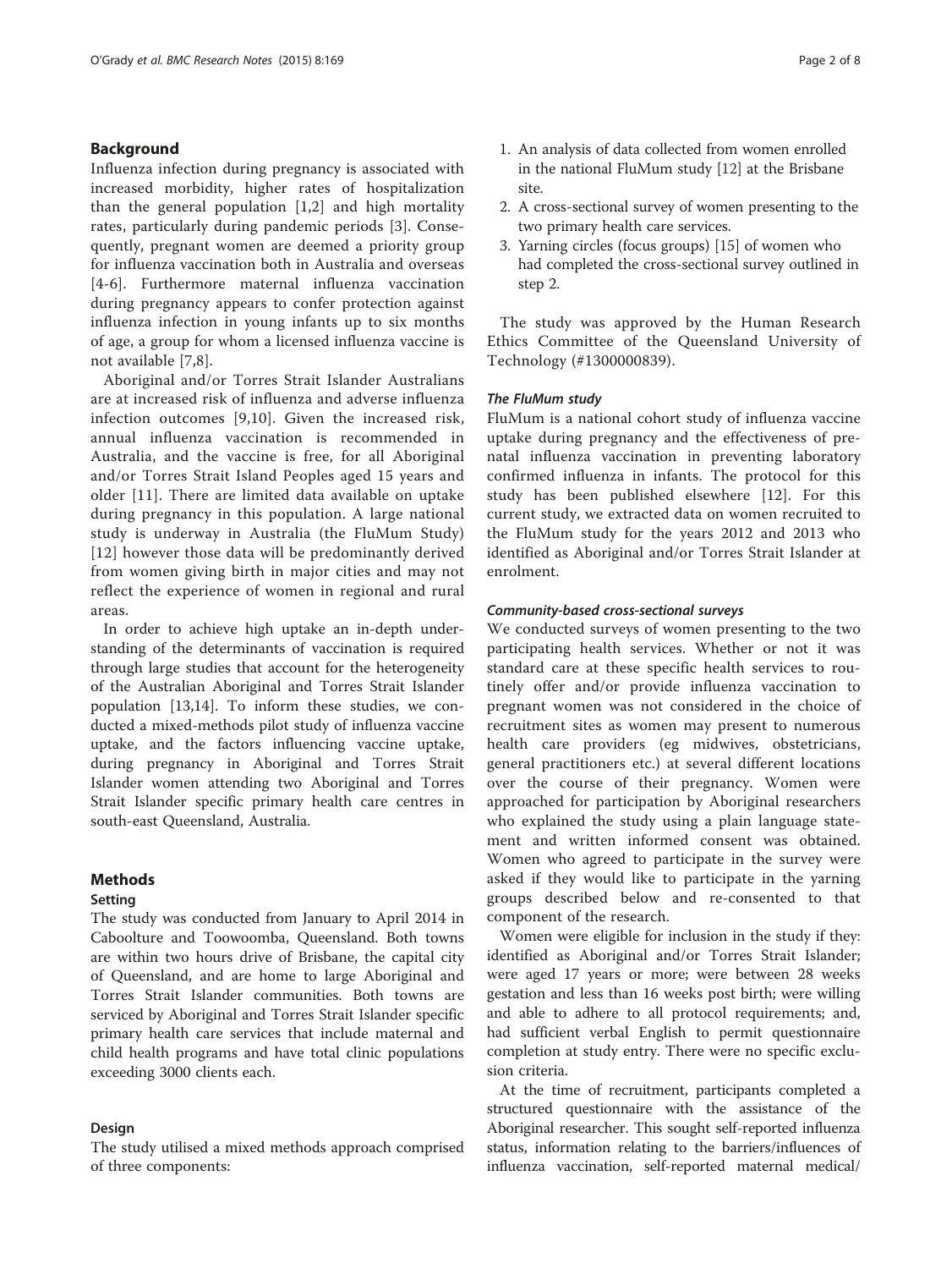## Background

Influenza infection during pregnancy is associated with increased morbidity, higher rates of hospitalization than the general population [1,2] and high mortality rates, particularly during pandemic periods [3]. Consequently, pregnant women are deemed a priority group for influenza vaccination both in Australia and overseas [4-6]. Furthermore maternal influenza vaccination during pregnancy appears to confer protection against influenza infection in young infants up to six months of age, a group for whom a licensed influenza vaccine is not available [7,8].

Aboriginal and/or Torres Strait Islander Australians are at increased risk of influenza and adverse influenza infection outcomes [9,10]. Given the increased risk, annual influenza vaccination is recommended in Australia, and the vaccine is free, for all Aboriginal and/or Torres Strait Island Peoples aged 15 years and older [11]. There are limited data available on uptake during pregnancy in this population. A large national study is underway in Australia (the FluMum Study) [12] however those data will be predominantly derived from women giving birth in major cities and may not reflect the experience of women in regional and rural areas.

In order to achieve high uptake an in-depth understanding of the determinants of vaccination is required through large studies that account for the heterogeneity of the Australian Aboriginal and Torres Strait Islander population [13,14]. To inform these studies, we conducted a mixed-methods pilot study of influenza vaccine uptake, and the factors influencing vaccine uptake, during pregnancy in Aboriginal and Torres Strait Islander women attending two Aboriginal and Torres Strait Islander specific primary health care centres in south-east Queensland, Australia.

## Methods

### Setting

The study was conducted from January to April 2014 in Caboolture and Toowoomba, Queensland. Both towns are within two hours drive of Brisbane, the capital city of Queensland, and are home to large Aboriginal and Torres Strait Islander communities. Both towns are serviced by Aboriginal and Torres Strait Islander specific primary health care services that include maternal and child health programs and have total clinic populations exceeding 3000 clients each.

### Design

The study utilised a mixed methods approach comprised of three components:

1. An analysis of data collected from women enrolled in the national FluMum study [12] at the Brisbane site.
2. A cross-sectional survey of women presenting to the two primary health care services.
3. Yarning circles (focus groups) [15] of women who had completed the cross-sectional survey outlined in step 2.

The study was approved by the Human Research Ethics Committee of the Queensland University of Technology (#1300000839).

#### *The FluMum study*

FluMum is a national cohort study of influenza vaccine uptake during pregnancy and the effectiveness of prenatal influenza vaccination in preventing laboratory confirmed influenza in infants. The protocol for this study has been published elsewhere [12]. For this current study, we extracted data on women recruited to the FluMum study for the years 2012 and 2013 who identified as Aboriginal and/or Torres Strait Islander at enrolment.

#### *Community-based cross-sectional surveys*

We conducted surveys of women presenting to the two participating health services. Whether or not it was standard care at these specific health services to routinely offer and/or provide influenza vaccination to pregnant women was not considered in the choice of recruitment sites as women may present to numerous health care providers (eg midwives, obstetricians, general practitioners etc.) at several different locations over the course of their pregnancy. Women were approached for participation by Aboriginal researchers who explained the study using a plain language statement and written informed consent was obtained. Women who agreed to participate in the survey were asked if they would like to participate in the yarning groups described below and re-consented to that component of the research.

Women were eligible for inclusion in the study if they: identified as Aboriginal and/or Torres Strait Islander; were aged 17 years or more; were between 28 weeks gestation and less than 16 weeks post birth; were willing and able to adhere to all protocol requirements; and, had sufficient verbal English to permit questionnaire completion at study entry. There were no specific exclusion criteria.

At the time of recruitment, participants completed a structured questionnaire with the assistance of the Aboriginal researcher. This sought self-reported influenza status, information relating to the barriers/influences of influenza vaccination, self-reported maternal medical/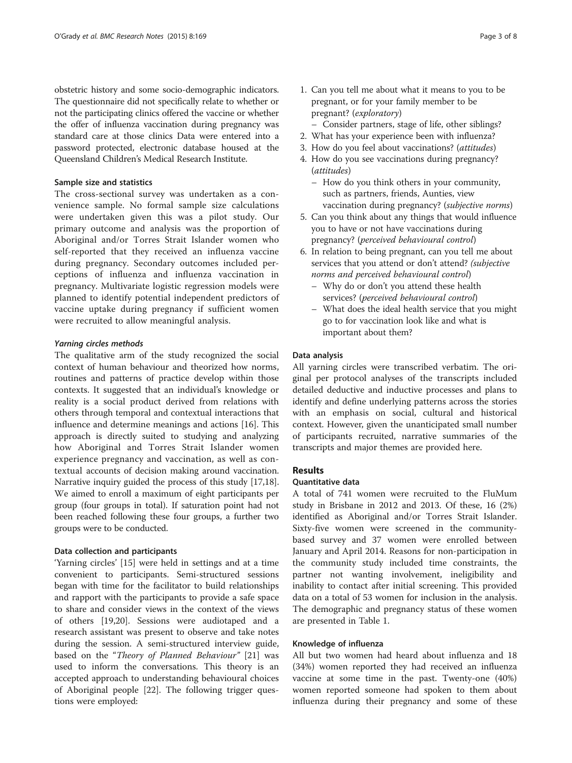obstetric history and some socio-demographic indicators. The questionnaire did not specifically relate to whether or not the participating clinics offered the vaccine or whether the offer of influenza vaccination during pregnancy was standard care at those clinics Data were entered into a password protected, electronic database housed at the Queensland Children's Medical Research Institute.

### Sample size and statistics

The cross-sectional survey was undertaken as a convenience sample. No formal sample size calculations were undertaken given this was a pilot study. Our primary outcome and analysis was the proportion of Aboriginal and/or Torres Strait Islander women who self-reported that they received an influenza vaccine during pregnancy. Secondary outcomes included perceptions of influenza and influenza vaccination in pregnancy. Multivariate logistic regression models were planned to identify potential independent predictors of vaccine uptake during pregnancy if sufficient women were recruited to allow meaningful analysis.

#### *Yarning circles methods*

The qualitative arm of the study recognized the social context of human behaviour and theorized how norms, routines and patterns of practice develop within those contexts. It suggested that an individual's knowledge or reality is a social product derived from relations with others through temporal and contextual interactions that influence and determine meanings and actions [16]. This approach is directly suited to studying and analyzing how Aboriginal and Torres Strait Islander women experience pregnancy and vaccination, as well as contextual accounts of decision making around vaccination. Narrative inquiry guided the process of this study [17,18]. We aimed to enroll a maximum of eight participants per group (four groups in total). If saturation point had not been reached following these four groups, a further two groups were to be conducted.

### Data collection and participants

'Yarning circles' [15] were held in settings and at a time convenient to participants. Semi-structured sessions began with time for the facilitator to build relationships and rapport with the participants to provide a safe space to share and consider views in the context of the views of others [19,20]. Sessions were audiotaped and a research assistant was present to observe and take notes during the session. A semi-structured interview guide, based on the "*Theory of Planned Behaviour*" [21] was used to inform the conversations. This theory is an accepted approach to understanding behavioural choices of Aboriginal people [22]. The following trigger questions were employed:

1. Can you tell me about what it means to you to be pregnant, or for your family member to be pregnant? (*exploratory*)
   - Consider partners, stage of life, other siblings?
2. What has your experience been with influenza?
3. How do you feel about vaccinations? (*attitudes*)
4. How do you see vaccinations during pregnancy? (*attitudes*)
   - How do you think others in your community, such as partners, friends, Aunties, view vaccination during pregnancy? (*subjective norms*)
5. Can you think about any things that would influence you to have or not have vaccinations during pregnancy? (*perceived behavioural control*)
6. In relation to being pregnant, can you tell me about services that you attend or don't attend? (*subjective norms and perceived behavioural control*)
   - Why do or don't you attend these health services? (*perceived behavioural control*)
   - What does the ideal health service that you might go to for vaccination look like and what is important about them?

### Data analysis

All yarning circles were transcribed verbatim. The original per protocol analyses of the transcripts included detailed deductive and inductive processes and plans to identify and define underlying patterns across the stories with an emphasis on social, cultural and historical context. However, given the unanticipated small number of participants recruited, narrative summaries of the transcripts and major themes are provided here.

## Results

### Quantitative data

A total of 741 women were recruited to the FluMum study in Brisbane in 2012 and 2013. Of these, 16 (2%) identified as Aboriginal and/or Torres Strait Islander. Sixty-five women were screened in the community-based survey and 37 women were enrolled between January and April 2014. Reasons for non-participation in the community study included time constraints, the partner not wanting involvement, ineligibility and inability to contact after initial screening. This provided data on a total of 53 women for inclusion in the analysis. The demographic and pregnancy status of these women are presented in Table 1.

### Knowledge of influenza

All but two women had heard about influenza and 18 (34%) women reported they had received an influenza vaccine at some time in the past. Twenty-one (40%) women reported someone had spoken to them about influenza during their pregnancy and some of these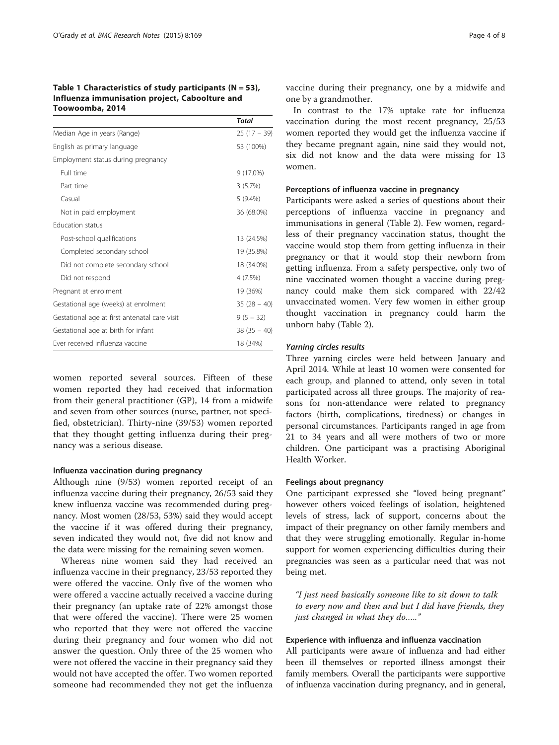**Table 1 Characteristics of study participants (N = 53), Influenza immunisation project, Caboolture and Toowoomba, 2014**

| | Total |
|---|---|
| Median Age in years (Range) | 25 (17 – 39) |
| English as primary language | 53 (100%) |
| Employment status during pregnancy | |
| Full time | 9 (17.0%) |
| Part time | 3 (5.7%) |
| Casual | 5 (9.4%) |
| Not in paid employment | 36 (68.0%) |
| Education status | |
| Post-school qualifications | 13 (24.5%) |
| Completed secondary school | 19 (35.8%) |
| Did not complete secondary school | 18 (34.0%) |
| Did not respond | 4 (7.5%) |
| Pregnant at enrolment | 19 (36%) |
| Gestational age (weeks) at enrolment | 35 (28 – 40) |
| Gestational age at first antenatal care visit | 9 (5 – 32) |
| Gestational age at birth for infant | 38 (35 – 40) |
| Ever received influenza vaccine | 18 (34%) |

women reported several sources. Fifteen of these women reported they had received that information from their general practitioner (GP), 14 from a midwife and seven from other sources (nurse, partner, not specified, obstetrician). Thirty-nine (39/53) women reported that they thought getting influenza during their pregnancy was a serious disease.

#### Influenza vaccination during pregnancy

Although nine (9/53) women reported receipt of an influenza vaccine during their pregnancy, 26/53 said they knew influenza vaccine was recommended during pregnancy. Most women (28/53, 53%) said they would accept the vaccine if it was offered during their pregnancy, seven indicated they would not, five did not know and the data were missing for the remaining seven women.

Whereas nine women said they had received an influenza vaccine in their pregnancy, 23/53 reported they were offered the vaccine. Only five of the women who were offered a vaccine actually received a vaccine during their pregnancy (an uptake rate of 22% amongst those that were offered the vaccine). There were 25 women who reported that they were not offered the vaccine during their pregnancy and four women who did not answer the question. Only three of the 25 women who were not offered the vaccine in their pregnancy said they would not have accepted the offer. Two women reported someone had recommended they not get the influenza vaccine during their pregnancy, one by a midwife and one by a grandmother.

In contrast to the 17% uptake rate for influenza vaccination during the most recent pregnancy, 25/53 women reported they would get the influenza vaccine if they became pregnant again, nine said they would not, six did not know and the data were missing for 13 women.

#### Perceptions of influenza vaccine in pregnancy

Participants were asked a series of questions about their perceptions of influenza vaccine in pregnancy and immunisations in general (Table 2). Few women, regardless of their pregnancy vaccination status, thought the vaccine would stop them from getting influenza in their pregnancy or that it would stop their newborn from getting influenza. From a safety perspective, only two of nine vaccinated women thought a vaccine during pregnancy could make them sick compared with 22/42 unvaccinated women. Very few women in either group thought vaccination in pregnancy could harm the unborn baby (Table 2).

#### *Yarning circles results*

Three yarning circles were held between January and April 2014. While at least 10 women were consented for each group, and planned to attend, only seven in total participated across all three groups. The majority of reasons for non-attendance were related to pregnancy factors (birth, complications, tiredness) or changes in personal circumstances. Participants ranged in age from 21 to 34 years and all were mothers of two or more children. One participant was a practising Aboriginal Health Worker.

#### Feelings about pregnancy

One participant expressed she "loved being pregnant" however others voiced feelings of isolation, heightened levels of stress, lack of support, concerns about the impact of their pregnancy on other family members and that they were struggling emotionally. Regular in-home support for women experiencing difficulties during their pregnancies was seen as a particular need that was not being met.

> *"I just need basically someone like to sit down to talk to every now and then and but I did have friends, they just changed in what they do….."*

#### Experience with influenza and influenza vaccination

All participants were aware of influenza and had either been ill themselves or reported illness amongst their family members. Overall the participants were supportive of influenza vaccination during pregnancy, and in general,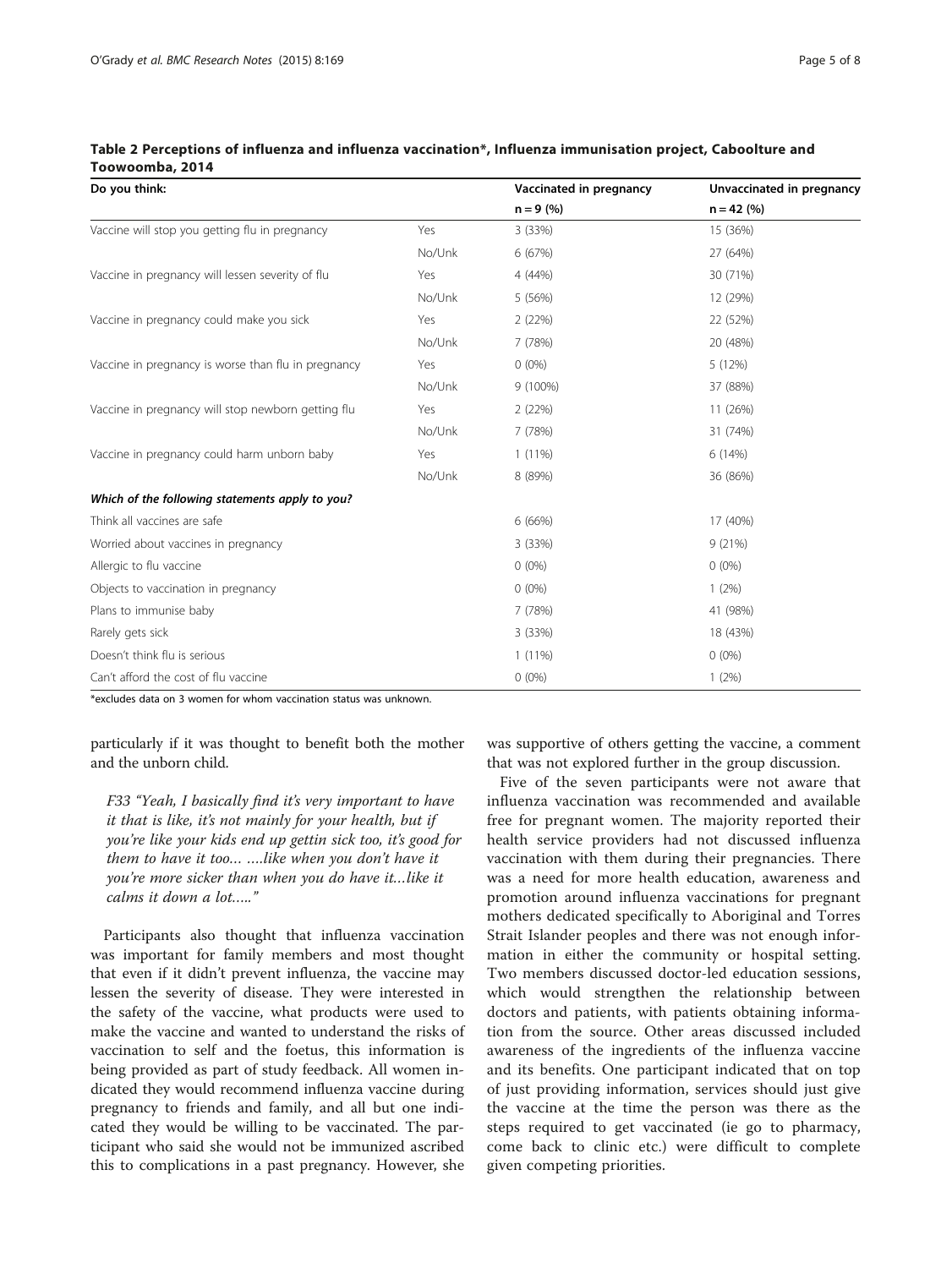**Table 2 Perceptions of influenza and influenza vaccination*, Influenza immunisation project, Caboolture and Toowoomba, 2014**

| Do you think: | | Vaccinated in pregnancy | Unvaccinated in pregnancy |
|---|---|---|---|
| | | n = 9 (%) | n = 42 (%) |
| Vaccine will stop you getting flu in pregnancy | Yes | 3 (33%) | 15 (36%) |
| | No/Unk | 6 (67%) | 27 (64%) |
| Vaccine in pregnancy will lessen severity of flu | Yes | 4 (44%) | 30 (71%) |
| | No/Unk | 5 (56%) | 12 (29%) |
| Vaccine in pregnancy could make you sick | Yes | 2 (22%) | 22 (52%) |
| | No/Unk | 7 (78%) | 20 (48%) |
| Vaccine in pregnancy is worse than flu in pregnancy | Yes | 0 (0%) | 5 (12%) |
| | No/Unk | 9 (100%) | 37 (88%) |
| Vaccine in pregnancy will stop newborn getting flu | Yes | 2 (22%) | 11 (26%) |
| | No/Unk | 7 (78%) | 31 (74%) |
| Vaccine in pregnancy could harm unborn baby | Yes | 1 (11%) | 6 (14%) |
| | No/Unk | 8 (89%) | 36 (86%) |
| ***Which of the following statements apply to you?*** | | | |
| Think all vaccines are safe | | 6 (66%) | 17 (40%) |
| Worried about vaccines in pregnancy | | 3 (33%) | 9 (21%) |
| Allergic to flu vaccine | | 0 (0%) | 0 (0%) |
| Objects to vaccination in pregnancy | | 0 (0%) | 1 (2%) |
| Plans to immunise baby | | 7 (78%) | 41 (98%) |
| Rarely gets sick | | 3 (33%) | 18 (43%) |
| Doesn't think flu is serious | | 1 (11%) | 0 (0%) |
| Can't afford the cost of flu vaccine | | 0 (0%) | 1 (2%) |

*excludes data on 3 women for whom vaccination status was unknown.

particularly if it was thought to benefit both the mother and the unborn child.

> *F33 "Yeah, I basically find it's very important to have it that is like, it's not mainly for your health, but if you're like your kids end up gettin sick too, it's good for them to have it too… ….like when you don't have it you're more sicker than when you do have it…like it calms it down a lot….."*

Participants also thought that influenza vaccination was important for family members and most thought that even if it didn't prevent influenza, the vaccine may lessen the severity of disease. They were interested in the safety of the vaccine, what products were used to make the vaccine and wanted to understand the risks of vaccination to self and the foetus, this information is being provided as part of study feedback. All women indicated they would recommend influenza vaccine during pregnancy to friends and family, and all but one indicated they would be willing to be vaccinated. The participant who said she would not be immunized ascribed this to complications in a past pregnancy. However, she was supportive of others getting the vaccine, a comment that was not explored further in the group discussion.

Five of the seven participants were not aware that influenza vaccination was recommended and available free for pregnant women. The majority reported their health service providers had not discussed influenza vaccination with them during their pregnancies. There was a need for more health education, awareness and promotion around influenza vaccinations for pregnant mothers dedicated specifically to Aboriginal and Torres Strait Islander peoples and there was not enough information in either the community or hospital setting. Two members discussed doctor-led education sessions, which would strengthen the relationship between doctors and patients, with patients obtaining information from the source. Other areas discussed included awareness of the ingredients of the influenza vaccine and its benefits. One participant indicated that on top of just providing information, services should just give the vaccine at the time the person was there as the steps required to get vaccinated (ie go to pharmacy, come back to clinic etc.) were difficult to complete given competing priorities.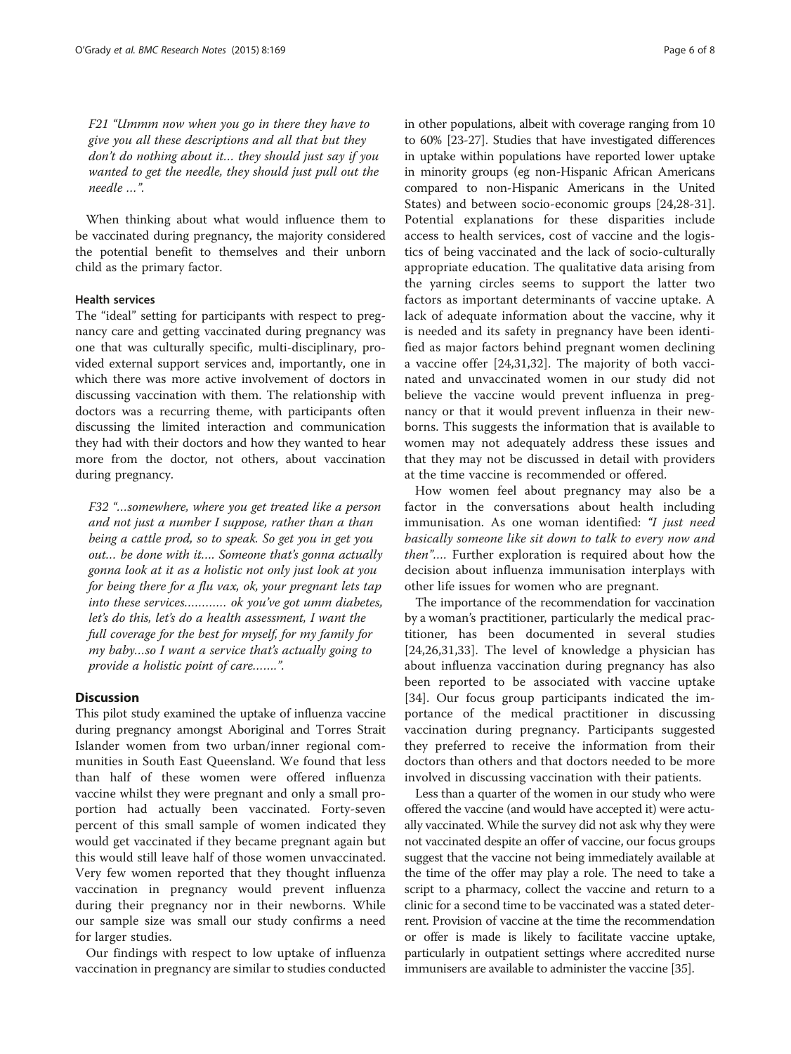*F21 "Ummm now when you go in there they have to give you all these descriptions and all that but they don't do nothing about it… they should just say if you wanted to get the needle, they should just pull out the needle …".*

When thinking about what would influence them to be vaccinated during pregnancy, the majority considered the potential benefit to themselves and their unborn child as the primary factor.

#### Health services

The "ideal" setting for participants with respect to pregnancy care and getting vaccinated during pregnancy was one that was culturally specific, multi-disciplinary, provided external support services and, importantly, one in which there was more active involvement of doctors in discussing vaccination with them. The relationship with doctors was a recurring theme, with participants often discussing the limited interaction and communication they had with their doctors and how they wanted to hear more from the doctor, not others, about vaccination during pregnancy.

*F32 "…somewhere, where you get treated like a person and not just a number I suppose, rather than a than being a cattle prod, so to speak. So get you in get you out… be done with it…. Someone that's gonna actually gonna look at it as a holistic not only just look at you for being there for a flu vax, ok, your pregnant lets tap into these services………… ok you've got umm diabetes, let's do this, let's do a health assessment, I want the full coverage for the best for myself, for my family for my baby…so I want a service that's actually going to provide a holistic point of care…….".*

## Discussion

This pilot study examined the uptake of influenza vaccine during pregnancy amongst Aboriginal and Torres Strait Islander women from two urban/inner regional communities in South East Queensland. We found that less than half of these women were offered influenza vaccine whilst they were pregnant and only a small proportion had actually been vaccinated. Forty-seven percent of this small sample of women indicated they would get vaccinated if they became pregnant again but this would still leave half of those women unvaccinated. Very few women reported that they thought influenza vaccination in pregnancy would prevent influenza during their pregnancy nor in their newborns. While our sample size was small our study confirms a need for larger studies.

Our findings with respect to low uptake of influenza vaccination in pregnancy are similar to studies conducted in other populations, albeit with coverage ranging from 10 to 60% [23-27]. Studies that have investigated differences in uptake within populations have reported lower uptake in minority groups (eg non-Hispanic African Americans compared to non-Hispanic Americans in the United States) and between socio-economic groups [24,28-31]. Potential explanations for these disparities include access to health services, cost of vaccine and the logistics of being vaccinated and the lack of socio-culturally appropriate education. The qualitative data arising from the yarning circles seems to support the latter two factors as important determinants of vaccine uptake. A lack of adequate information about the vaccine, why it is needed and its safety in pregnancy have been identified as major factors behind pregnant women declining a vaccine offer [24,31,32]. The majority of both vaccinated and unvaccinated women in our study did not believe the vaccine would prevent influenza in pregnancy or that it would prevent influenza in their newborns. This suggests the information that is available to women may not adequately address these issues and that they may not be discussed in detail with providers at the time vaccine is recommended or offered.

How women feel about pregnancy may also be a factor in the conversations about health including immunisation. As one woman identified: *"I just need basically someone like sit down to talk to every now and then"*…. Further exploration is required about how the decision about influenza immunisation interplays with other life issues for women who are pregnant.

The importance of the recommendation for vaccination by a woman's practitioner, particularly the medical practitioner, has been documented in several studies [24,26,31,33]. The level of knowledge a physician has about influenza vaccination during pregnancy has also been reported to be associated with vaccine uptake [34]. Our focus group participants indicated the importance of the medical practitioner in discussing vaccination during pregnancy. Participants suggested they preferred to receive the information from their doctors than others and that doctors needed to be more involved in discussing vaccination with their patients.

Less than a quarter of the women in our study who were offered the vaccine (and would have accepted it) were actually vaccinated. While the survey did not ask why they were not vaccinated despite an offer of vaccine, our focus groups suggest that the vaccine not being immediately available at the time of the offer may play a role. The need to take a script to a pharmacy, collect the vaccine and return to a clinic for a second time to be vaccinated was a stated deterrent. Provision of vaccine at the time the recommendation or offer is made is likely to facilitate vaccine uptake, particularly in outpatient settings where accredited nurse immunisers are available to administer the vaccine [35].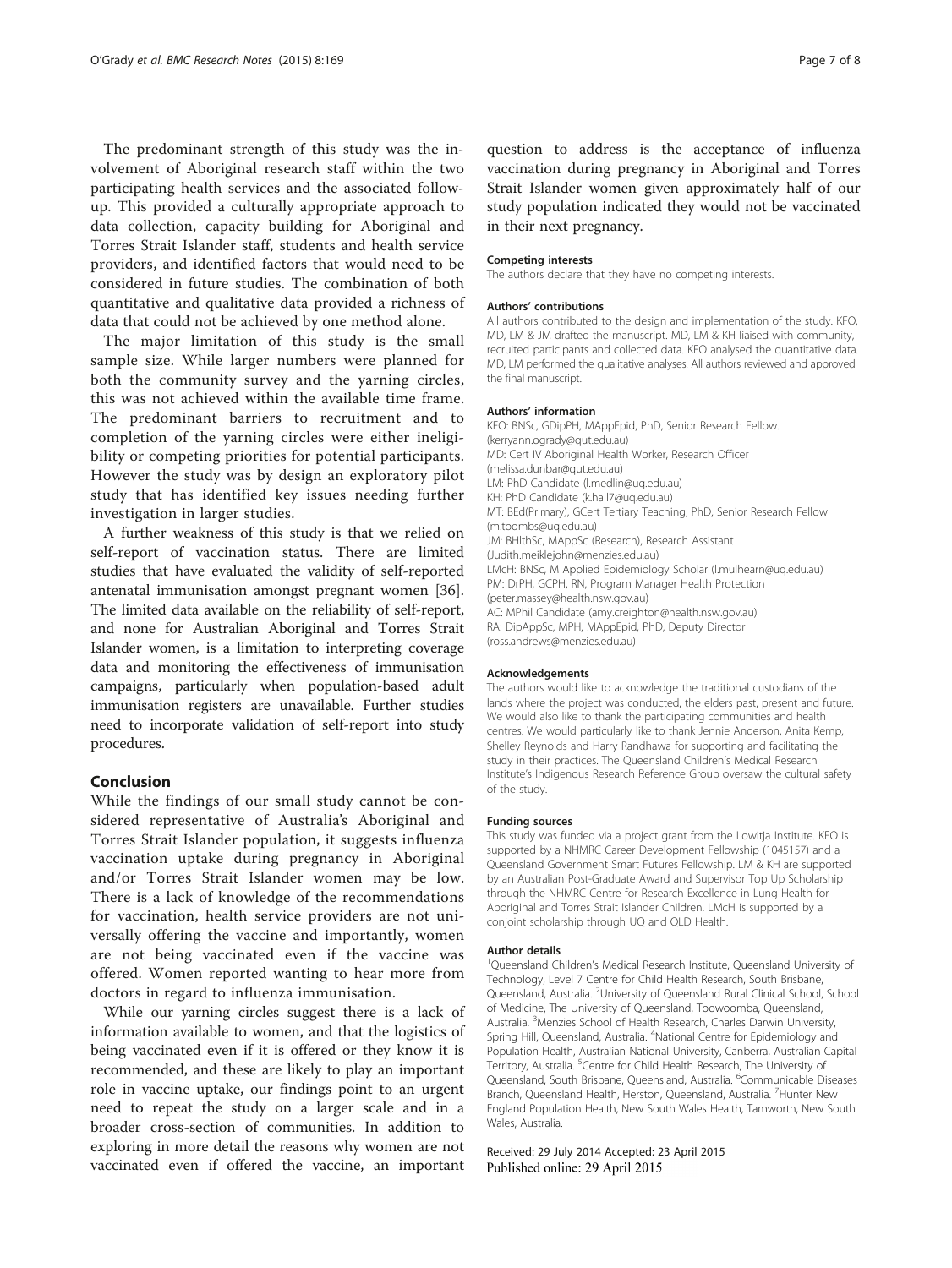The predominant strength of this study was the involvement of Aboriginal research staff within the two participating health services and the associated follow-up. This provided a culturally appropriate approach to data collection, capacity building for Aboriginal and Torres Strait Islander staff, students and health service providers, and identified factors that would need to be considered in future studies. The combination of both quantitative and qualitative data provided a richness of data that could not be achieved by one method alone.

The major limitation of this study is the small sample size. While larger numbers were planned for both the community survey and the yarning circles, this was not achieved within the available time frame. The predominant barriers to recruitment and to completion of the yarning circles were either ineligibility or competing priorities for potential participants. However the study was by design an exploratory pilot study that has identified key issues needing further investigation in larger studies.

A further weakness of this study is that we relied on self-report of vaccination status. There are limited studies that have evaluated the validity of self-reported antenatal immunisation amongst pregnant women [36]. The limited data available on the reliability of self-report, and none for Australian Aboriginal and Torres Strait Islander women, is a limitation to interpreting coverage data and monitoring the effectiveness of immunisation campaigns, particularly when population-based adult immunisation registers are unavailable. Further studies need to incorporate validation of self-report into study procedures.

## Conclusion

While the findings of our small study cannot be considered representative of Australia's Aboriginal and Torres Strait Islander population, it suggests influenza vaccination uptake during pregnancy in Aboriginal and/or Torres Strait Islander women may be low. There is a lack of knowledge of the recommendations for vaccination, health service providers are not universally offering the vaccine and importantly, women are not being vaccinated even if the vaccine was offered. Women reported wanting to hear more from doctors in regard to influenza immunisation.

While our yarning circles suggest there is a lack of information available to women, and that the logistics of being vaccinated even if it is offered or they know it is recommended, and these are likely to play an important role in vaccine uptake, our findings point to an urgent need to repeat the study on a larger scale and in a broader cross-section of communities. In addition to exploring in more detail the reasons why women are not vaccinated even if offered the vaccine, an important question to address is the acceptance of influenza vaccination during pregnancy in Aboriginal and Torres Strait Islander women given approximately half of our study population indicated they would not be vaccinated in their next pregnancy.

#### Competing interests

The authors declare that they have no competing interests.

#### Authors' contributions

All authors contributed to the design and implementation of the study. KFO, MD, LM & JM drafted the manuscript. MD, LM & KH liaised with community, recruited participants and collected data. KFO analysed the quantitative data. MD, LM performed the qualitative analyses. All authors reviewed and approved the final manuscript.

#### Authors' information

KFO: BNSc, GDipPH, MAppEpid, PhD, Senior Research Fellow. (kerryann.ogrady@qut.edu.au)
MD: Cert IV Aboriginal Health Worker, Research Officer (melissa.dunbar@qut.edu.au)
LM: PhD Candidate (l.medlin@uq.edu.au)
KH: PhD Candidate (k.hall7@uq.edu.au)
MT: BEd(Primary), GCert Tertiary Teaching, PhD, Senior Research Fellow (m.toombs@uq.edu.au)
JM: BHlthSc, MAppSc (Research), Research Assistant (Judith.meiklejohn@menzies.edu.au)
LMcH: BNSc, M Applied Epidemiology Scholar (l.mulhearn@uq.edu.au)
PM: DrPH, GCPH, RN, Program Manager Health Protection (peter.massey@health.nsw.gov.au)
AC: MPhil Candidate (amy.creighton@health.nsw.gov.au)
RA: DipAppSc, MPH, MAppEpid, PhD, Deputy Director (ross.andrews@menzies.edu.au)

#### Acknowledgements

The authors would like to acknowledge the traditional custodians of the lands where the project was conducted, the elders past, present and future. We would also like to thank the participating communities and health centres. We would particularly like to thank Jennie Anderson, Anita Kemp, Shelley Reynolds and Harry Randhawa for supporting and facilitating the study in their practices. The Queensland Children's Medical Research Institute's Indigenous Research Reference Group oversaw the cultural safety of the study.

#### Funding sources

This study was funded via a project grant from the Lowitja Institute. KFO is supported by a NHMRC Career Development Fellowship (1045157) and a Queensland Government Smart Futures Fellowship. LM & KH are supported by an Australian Post-Graduate Award and Supervisor Top Up Scholarship through the NHMRC Centre for Research Excellence in Lung Health for Aboriginal and Torres Strait Islander Children. LMcH is supported by a conjoint scholarship through UQ and QLD Health.

#### Author details

[1]Queensland Children's Medical Research Institute, Queensland University of Technology, Level 7 Centre for Child Health Research, South Brisbane, Queensland, Australia. [2]University of Queensland Rural Clinical School, School of Medicine, The University of Queensland, Toowoomba, Queensland, Australia. [3]Menzies School of Health Research, Charles Darwin University, Spring Hill, Queensland, Australia. [4]National Centre for Epidemiology and Population Health, Australian National University, Canberra, Australian Capital Territory, Australia. [5]Centre for Child Health Research, The University of Queensland, South Brisbane, Queensland, Australia. [6]Communicable Diseases Branch, Queensland Health, Herston, Queensland, Australia. [7]Hunter New England Population Health, New South Wales Health, Tamworth, New South Wales, Australia.

Received: 29 July 2014 Accepted: 23 April 2015
Published online: 29 April 2015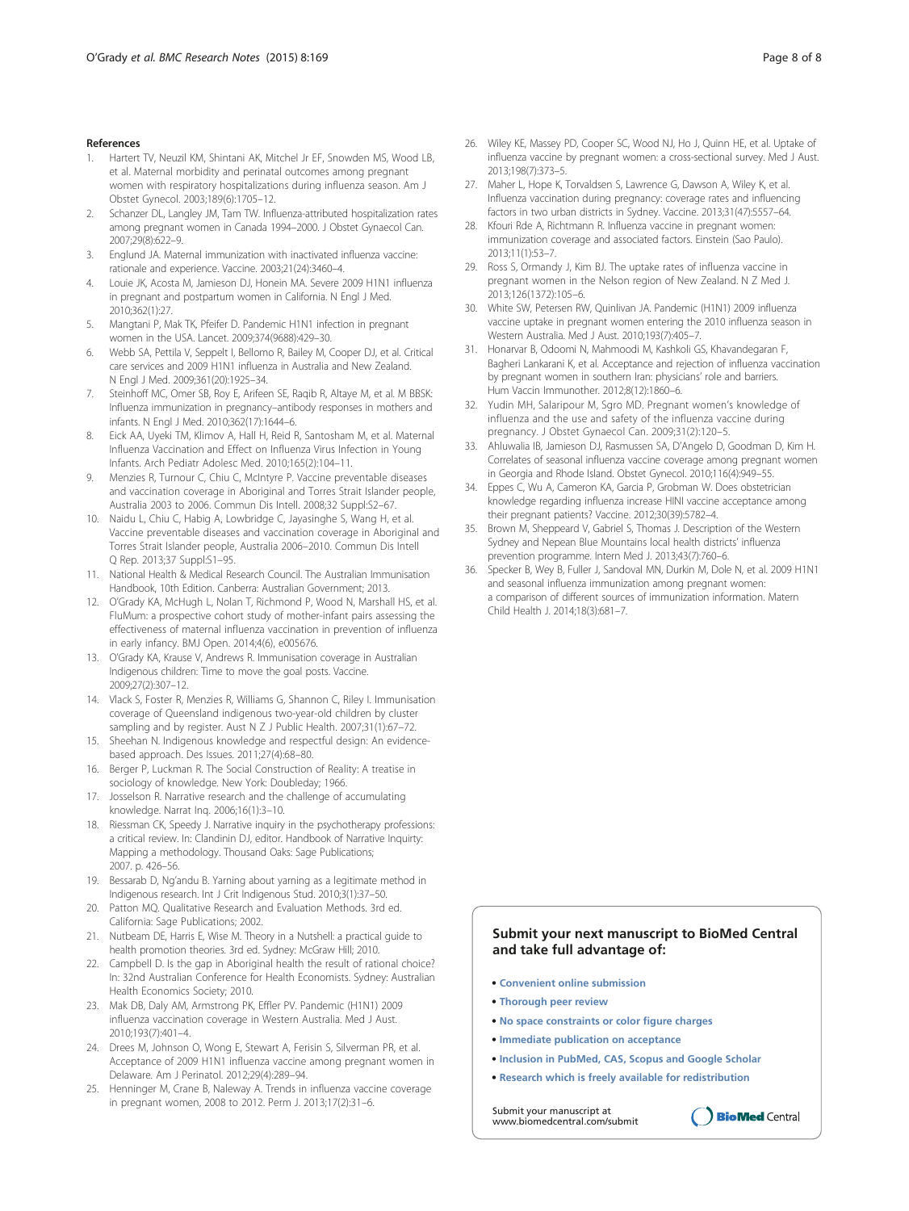## References

1. Hartert TV, Neuzil KM, Shintani AK, Mitchel Jr EF, Snowden MS, Wood LB, et al. Maternal morbidity and perinatal outcomes among pregnant women with respiratory hospitalizations during influenza season. Am J Obstet Gynecol. 2003;189(6):1705–12.
2. Schanzer DL, Langley JM, Tam TW. Influenza-attributed hospitalization rates among pregnant women in Canada 1994–2000. J Obstet Gynaecol Can. 2007;29(8):622–9.
3. Englund JA. Maternal immunization with inactivated influenza vaccine: rationale and experience. Vaccine. 2003;21(24):3460–4.
4. Louie JK, Acosta M, Jamieson DJ, Honein MA. Severe 2009 H1N1 influenza in pregnant and postpartum women in California. N Engl J Med. 2010;362(1):27.
5. Mangtani P, Mak TK, Pfeifer D. Pandemic H1N1 infection in pregnant women in the USA. Lancet. 2009;374(9688):429–30.
6. Webb SA, Pettila V, Seppelt I, Bellomo R, Bailey M, Cooper DJ, et al. Critical care services and 2009 H1N1 influenza in Australia and New Zealand. N Engl J Med. 2009;361(20):1925–34.
7. Steinhoff MC, Omer SB, Roy E, Arifeen SE, Raqib R, Altaye M, et al. M BBSK: Influenza immunization in pregnancy–antibody responses in mothers and infants. N Engl J Med. 2010;362(17):1644–6.
8. Eick AA, Uyeki TM, Klimov A, Hall H, Reid R, Santosham M, et al. Maternal Influenza Vaccination and Effect on Influenza Virus Infection in Young Infants. Arch Pediatr Adolesc Med. 2010;165(2):104–11.
9. Menzies R, Turnour C, Chiu C, McIntyre P. Vaccine preventable diseases and vaccination coverage in Aboriginal and Torres Strait Islander people, Australia 2003 to 2006. Commun Dis Intell. 2008;32 Suppl:S2–67.
10. Naidu L, Chiu C, Habig A, Lowbridge C, Jayasinghe S, Wang H, et al. Vaccine preventable diseases and vaccination coverage in Aboriginal and Torres Strait Islander people, Australia 2006–2010. Commun Dis Intell Q Rep. 2013;37 Suppl:S1–95.
11. National Health & Medical Research Council. The Australian Immunisation Handbook, 10th Edition. Canberra: Australian Government; 2013.
12. O'Grady KA, McHugh L, Nolan T, Richmond P, Wood N, Marshall HS, et al. FluMum: a prospective cohort study of mother-infant pairs assessing the effectiveness of maternal influenza vaccination in prevention of influenza in early infancy. BMJ Open. 2014;4(6), e005676.
13. O'Grady KA, Krause V, Andrews R. Immunisation coverage in Australian Indigenous children: Time to move the goal posts. Vaccine. 2009;27(2):307–12.
14. Vlack S, Foster R, Menzies R, Williams G, Shannon C, Riley I. Immunisation coverage of Queensland indigenous two-year-old children by cluster sampling and by register. Aust N Z J Public Health. 2007;31(1):67–72.
15. Sheehan N. Indigenous knowledge and respectful design: An evidence-based approach. Des Issues. 2011;27(4):68–80.
16. Berger P, Luckman R. The Social Construction of Reality: A treatise in sociology of knowledge. New York: Doubleday; 1966.
17. Josselson R. Narrative research and the challenge of accumulating knowledge. Narrat Inq. 2006;16(1):3–10.
18. Riessman CK, Speedy J. Narrative inquiry in the psychotherapy professions: a critical review. In: Clandinin DJ, editor. Handbook of Narrative Inquiry: Mapping a methodology. Thousand Oaks: Sage Publications; 2007. p. 426–56.
19. Bessarab D, Ng'andu B. Yarning about yarning as a legitimate method in Indigenous research. Int J Crit Indigenous Stud. 2010;3(1):37–50.
20. Patton MQ. Qualitative Research and Evaluation Methods. 3rd ed. California: Sage Publications; 2002.
21. Nutbeam DE, Harris E, Wise M. Theory in a Nutshell: a practical guide to health promotion theories. 3rd ed. Sydney: McGraw Hill; 2010.
22. Campbell D. Is the gap in Aboriginal health the result of rational choice? In: 32nd Australian Conference for Health Economists. Sydney: Australian Health Economics Society; 2010.
23. Mak DB, Daly AM, Armstrong PK, Effler PV. Pandemic (H1N1) 2009 influenza vaccination coverage in Western Australia. Med J Aust. 2010;193(7):401–4.
24. Drees M, Johnson O, Wong E, Stewart A, Ferisin S, Silverman PR, et al. Acceptance of 2009 H1N1 influenza vaccine among pregnant women in Delaware. Am J Perinatol. 2012;29(4):289–94.
25. Henninger M, Crane B, Naleway A. Trends in influenza vaccine coverage in pregnant women, 2008 to 2012. Perm J. 2013;17(2):31–6.
26. Wiley KE, Massey PD, Cooper SC, Wood NJ, Ho J, Quinn HE, et al. Uptake of influenza vaccine by pregnant women: a cross-sectional survey. Med J Aust. 2013;198(7):373–5.
27. Maher L, Hope K, Torvaldsen S, Lawrence G, Dawson A, Wiley K, et al. Influenza vaccination during pregnancy: coverage rates and influencing factors in two urban districts in Sydney. Vaccine. 2013;31(47):5557–64.
28. Kfouri Rde A, Richtmann R. Influenza vaccine in pregnant women: immunization coverage and associated factors. Einstein (Sao Paulo). 2013;11(1):53–7.
29. Ross S, Ormandy J, Kim BJ. The uptake rates of influenza vaccine in pregnant women in the Nelson region of New Zealand. N Z Med J. 2013;126(1372):105–6.
30. White SW, Petersen RW, Quinlivan JA. Pandemic (H1N1) 2009 influenza vaccine uptake in pregnant women entering the 2010 influenza season in Western Australia. Med J Aust. 2010;193(7):405–7.
31. Honarvar B, Odoomi N, Mahmoodi M, Kashkoli GS, Khavandegaran F, Bagheri Lankarani K, et al. Acceptance and rejection of influenza vaccination by pregnant women in southern Iran: physicians' role and barriers. Hum Vaccin Immunother. 2012;8(12):1860–6.
32. Yudin MH, Salaripour M, Sgro MD. Pregnant women's knowledge of influenza and the use and safety of the influenza vaccine during pregnancy. J Obstet Gynaecol Can. 2009;31(2):120–5.
33. Ahluwalia IB, Jamieson DJ, Rasmussen SA, D'Angelo D, Goodman D, Kim H. Correlates of seasonal influenza vaccine coverage among pregnant women in Georgia and Rhode Island. Obstet Gynecol. 2010;116(4):949–55.
34. Eppes C, Wu A, Cameron KA, Garcia P, Grobman W. Does obstetrician knowledge regarding influenza increase HINI vaccine acceptance among their pregnant patients? Vaccine. 2012;30(39):5782–4.
35. Brown M, Sheppeard V, Gabriel S, Thomas J. Description of the Western Sydney and Nepean Blue Mountains local health districts' influenza prevention programme. Intern Med J. 2013;43(7):760–6.
36. Specker B, Wey B, Fuller J, Sandoval MN, Durkin M, Dole N, et al. 2009 H1N1 and seasonal influenza immunization among pregnant women: a comparison of different sources of immunization information. Matern Child Health J. 2014;18(3):681–7.

**Submit your next manuscript to BioMed Central and take full advantage of:**

- Convenient online submission
- Thorough peer review
- No space constraints or color figure charges
- Immediate publication on acceptance
- Inclusion in PubMed, CAS, Scopus and Google Scholar
- Research which is freely available for redistribution

Submit your manuscript at www.biomedcentral.com/submit

BioMed Central